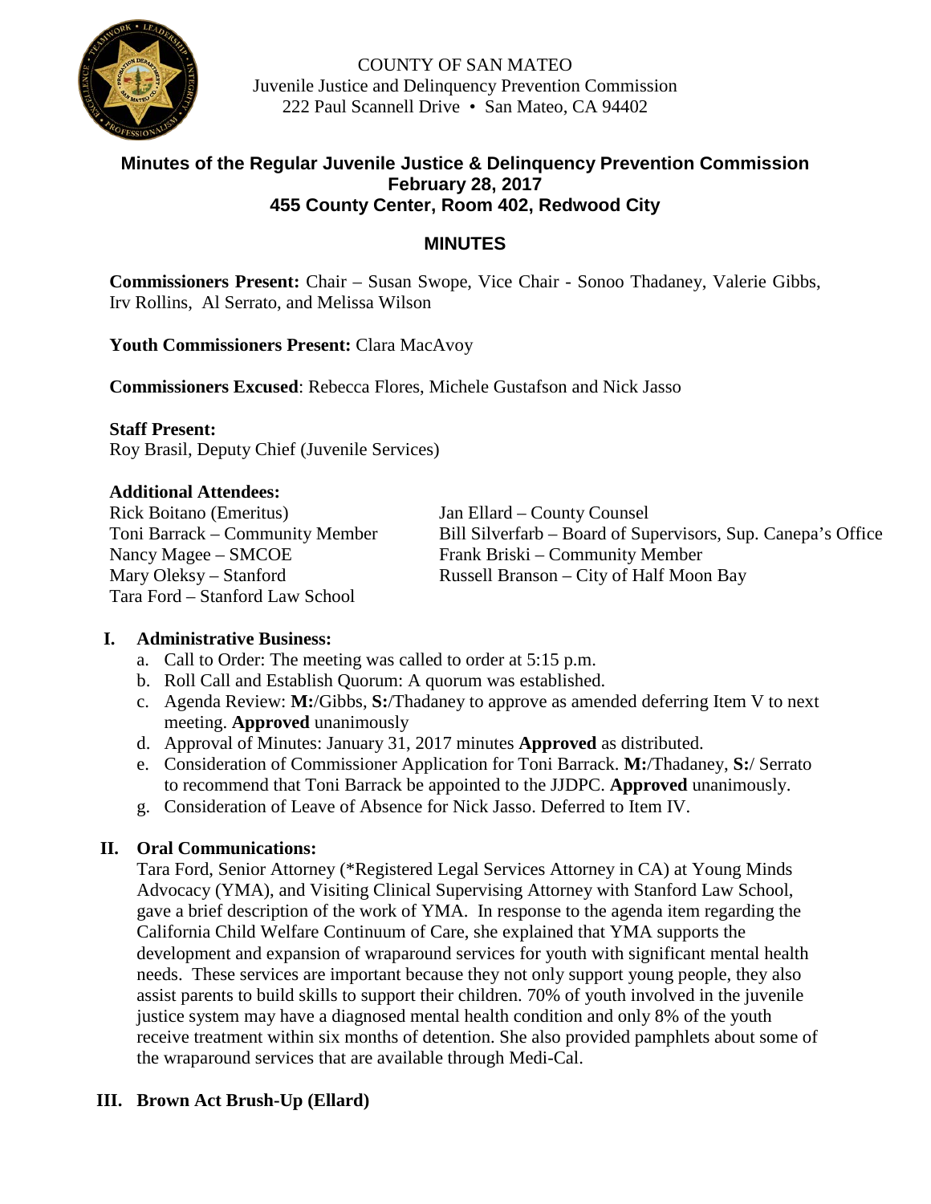COUNTY OF SAN MATEO
Juvenile Justice and Delinquency Prevention Commission
222 Paul Scannell Drive • San Mateo, CA 94402

# Minutes of the Regular Juvenile Justice & Delinquency Prevention Commission February 28, 2017 455 County Center, Room 402, Redwood City

## MINUTES

**Commissioners Present:** Chair – Susan Swope, Vice Chair - Sonoo Thadaney, Valerie Gibbs, Irv Rollins, Al Serrato, and Melissa Wilson

**Youth Commissioners Present:** Clara MacAvoy

**Commissioners Excused**: Rebecca Flores, Michele Gustafson and Nick Jasso

**Staff Present:**
Roy Brasil, Deputy Chief (Juvenile Services)

**Additional Attendees:**

Rick Boitano (Emeritus)
Toni Barrack – Community Member
Nancy Magee – SMCOE
Mary Oleksy – Stanford
Tara Ford – Stanford Law School
Jan Ellard – County Counsel
Bill Silverfarb – Board of Supervisors, Sup. Canepa's Office
Frank Briski – Community Member
Russell Branson – City of Half Moon Bay

## I. Administrative Business:

a. Call to Order: The meeting was called to order at 5:15 p.m.
b. Roll Call and Establish Quorum: A quorum was established.
c. Agenda Review: **M:**/Gibbs, **S:**/Thadaney to approve as amended deferring Item V to next meeting. **Approved** unanimously
d. Approval of Minutes: January 31, 2017 minutes **Approved** as distributed.
e. Consideration of Commissioner Application for Toni Barrack. **M:**/Thadaney, **S:**/ Serrato to recommend that Toni Barrack be appointed to the JJDPC. **Approved** unanimously.
g. Consideration of Leave of Absence for Nick Jasso. Deferred to Item IV.

## II. Oral Communications:

Tara Ford, Senior Attorney (*Registered Legal Services Attorney in CA) at Young Minds Advocacy (YMA), and Visiting Clinical Supervising Attorney with Stanford Law School, gave a brief description of the work of YMA. In response to the agenda item regarding the California Child Welfare Continuum of Care, she explained that YMA supports the development and expansion of wraparound services for youth with significant mental health needs. These services are important because they not only support young people, they also assist parents to build skills to support their children. 70% of youth involved in the juvenile justice system may have a diagnosed mental health condition and only 8% of the youth receive treatment within six months of detention. She also provided pamphlets about some of the wraparound services that are available through Medi-Cal.

## III. Brown Act Brush-Up (Ellard)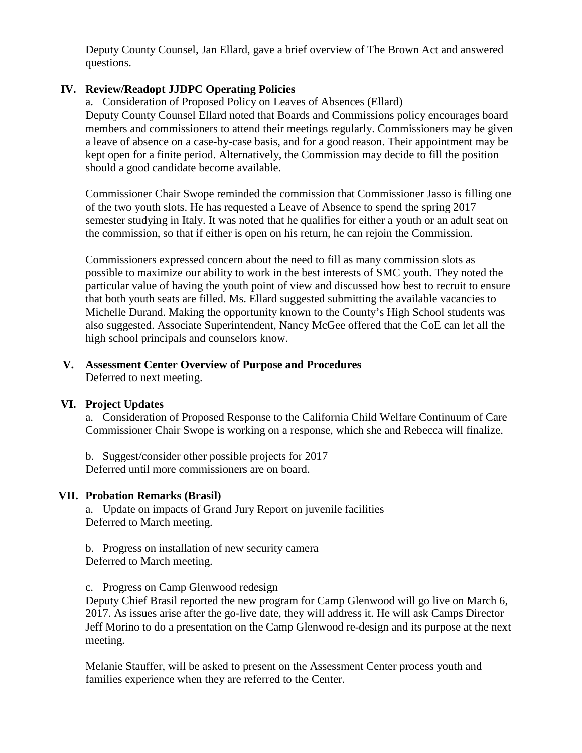Deputy County Counsel, Jan Ellard, gave a brief overview of The Brown Act and answered questions.

## IV. Review/Readopt JJDPC Operating Policies

a. Consideration of Proposed Policy on Leaves of Absences (Ellard)

Deputy County Counsel Ellard noted that Boards and Commissions policy encourages board members and commissioners to attend their meetings regularly. Commissioners may be given a leave of absence on a case-by-case basis, and for a good reason. Their appointment may be kept open for a finite period. Alternatively, the Commission may decide to fill the position should a good candidate become available.

Commissioner Chair Swope reminded the commission that Commissioner Jasso is filling one of the two youth slots. He has requested a Leave of Absence to spend the spring 2017 semester studying in Italy. It was noted that he qualifies for either a youth or an adult seat on the commission, so that if either is open on his return, he can rejoin the Commission.

Commissioners expressed concern about the need to fill as many commission slots as possible to maximize our ability to work in the best interests of SMC youth. They noted the particular value of having the youth point of view and discussed how best to recruit to ensure that both youth seats are filled. Ms. Ellard suggested submitting the available vacancies to Michelle Durand. Making the opportunity known to the County's High School students was also suggested. Associate Superintendent, Nancy McGee offered that the CoE can let all the high school principals and counselors know.

## V. Assessment Center Overview of Purpose and Procedures

Deferred to next meeting.

## VI. Project Updates

a. Consideration of Proposed Response to the California Child Welfare Continuum of Care

Commissioner Chair Swope is working on a response, which she and Rebecca will finalize.

b. Suggest/consider other possible projects for 2017

Deferred until more commissioners are on board.

## VII. Probation Remarks (Brasil)

a. Update on impacts of Grand Jury Report on juvenile facilities

Deferred to March meeting.

b. Progress on installation of new security camera

Deferred to March meeting.

c. Progress on Camp Glenwood redesign

Deputy Chief Brasil reported the new program for Camp Glenwood will go live on March 6, 2017. As issues arise after the go-live date, they will address it. He will ask Camps Director Jeff Morino to do a presentation on the Camp Glenwood re-design and its purpose at the next meeting.

Melanie Stauffer, will be asked to present on the Assessment Center process youth and families experience when they are referred to the Center.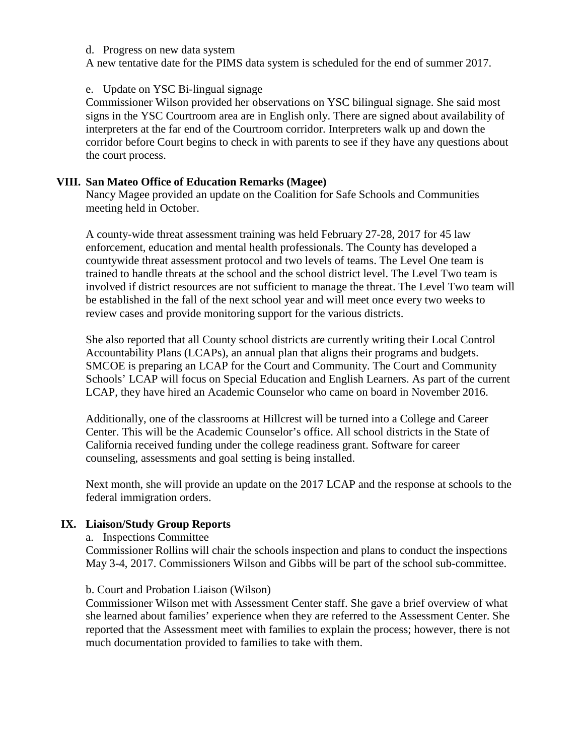d. Progress on new data system

A new tentative date for the PIMS data system is scheduled for the end of summer 2017.

e. Update on YSC Bi-lingual signage

Commissioner Wilson provided her observations on YSC bilingual signage. She said most signs in the YSC Courtroom area are in English only. There are signed about availability of interpreters at the far end of the Courtroom corridor. Interpreters walk up and down the corridor before Court begins to check in with parents to see if they have any questions about the court process.

## VIII. San Mateo Office of Education Remarks (Magee)

Nancy Magee provided an update on the Coalition for Safe Schools and Communities meeting held in October.

A county-wide threat assessment training was held February 27-28, 2017 for 45 law enforcement, education and mental health professionals. The County has developed a countywide threat assessment protocol and two levels of teams. The Level One team is trained to handle threats at the school and the school district level. The Level Two team is involved if district resources are not sufficient to manage the threat. The Level Two team will be established in the fall of the next school year and will meet once every two weeks to review cases and provide monitoring support for the various districts.

She also reported that all County school districts are currently writing their Local Control Accountability Plans (LCAPs), an annual plan that aligns their programs and budgets. SMCOE is preparing an LCAP for the Court and Community. The Court and Community Schools' LCAP will focus on Special Education and English Learners. As part of the current LCAP, they have hired an Academic Counselor who came on board in November 2016.

Additionally, one of the classrooms at Hillcrest will be turned into a College and Career Center. This will be the Academic Counselor's office. All school districts in the State of California received funding under the college readiness grant. Software for career counseling, assessments and goal setting is being installed.

Next month, she will provide an update on the 2017 LCAP and the response at schools to the federal immigration orders.

## IX. Liaison/Study Group Reports

a. Inspections Committee

Commissioner Rollins will chair the schools inspection and plans to conduct the inspections May 3-4, 2017. Commissioners Wilson and Gibbs will be part of the school sub-committee.

b. Court and Probation Liaison (Wilson)

Commissioner Wilson met with Assessment Center staff. She gave a brief overview of what she learned about families' experience when they are referred to the Assessment Center. She reported that the Assessment meet with families to explain the process; however, there is not much documentation provided to families to take with them.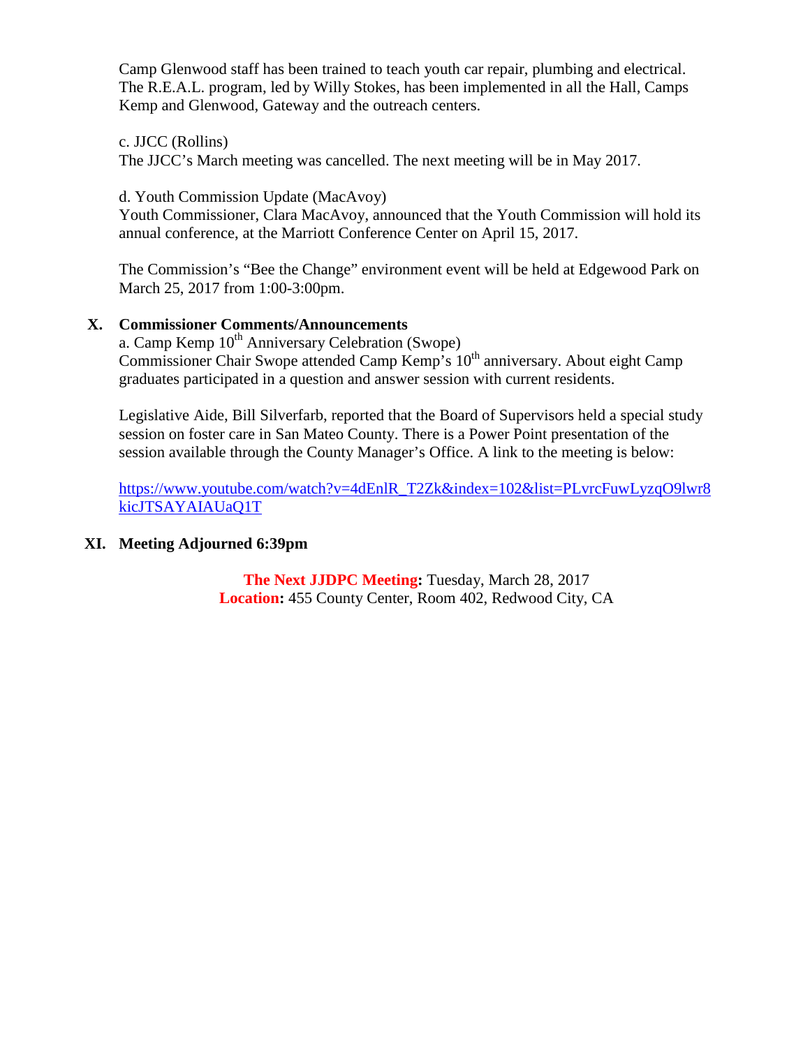Camp Glenwood staff has been trained to teach youth car repair, plumbing and electrical. The R.E.A.L. program, led by Willy Stokes, has been implemented in all the Hall, Camps Kemp and Glenwood, Gateway and the outreach centers.

c. JJCC (Rollins)
The JJCC's March meeting was cancelled. The next meeting will be in May 2017.

d. Youth Commission Update (MacAvoy)
Youth Commissioner, Clara MacAvoy, announced that the Youth Commission will hold its annual conference, at the Marriott Conference Center on April 15, 2017.

The Commission's "Bee the Change" environment event will be held at Edgewood Park on March 25, 2017 from 1:00-3:00pm.

## X. Commissioner Comments/Announcements

a. Camp Kemp 10th Anniversary Celebration (Swope)
Commissioner Chair Swope attended Camp Kemp's 10th anniversary. About eight Camp graduates participated in a question and answer session with current residents.

Legislative Aide, Bill Silverfarb, reported that the Board of Supervisors held a special study session on foster care in San Mateo County. There is a Power Point presentation of the session available through the County Manager's Office. A link to the meeting is below:

https://www.youtube.com/watch?v=4dEnlR_T2Zk&index=102&list=PLvrcFuwLyzqO9lwr8kicJTSAYAIAUaQ1T

## XI. Meeting Adjourned 6:39pm

**The Next JJDPC Meeting:** Tuesday, March 28, 2017
**Location:** 455 County Center, Room 402, Redwood City, CA